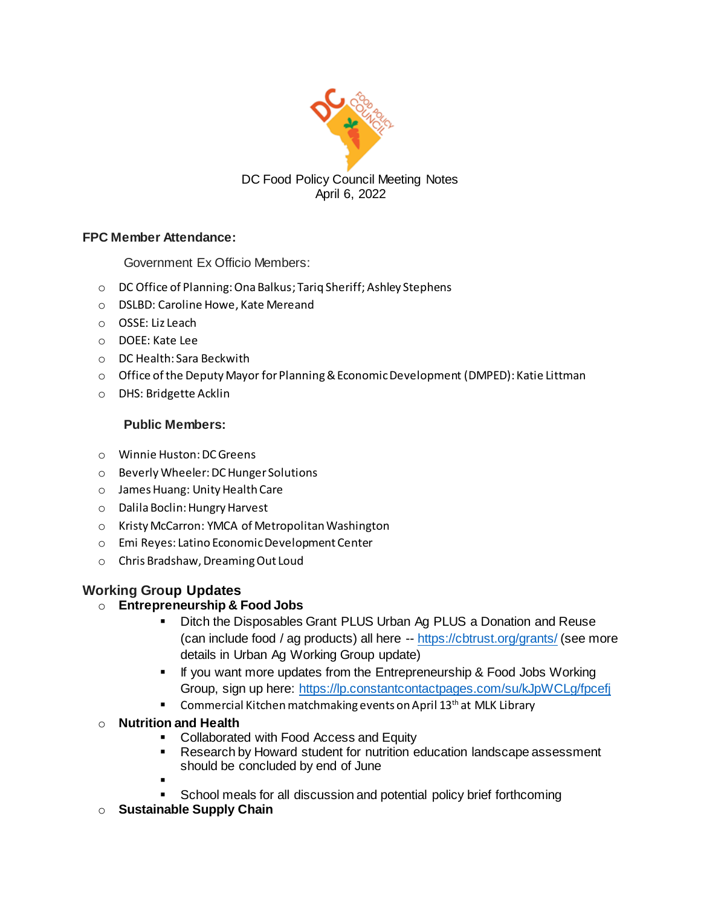DC Food Policy Council Meeting Notes
April 6, 2022

**FPC Member Attendance:**

Government Ex Officio Members:

- DC Office of Planning: Ona Balkus; Tariq Sheriff; Ashley Stephens
- DSLBD: Caroline Howe, Kate Mereand
- OSSE: Liz Leach
- DOEE: Kate Lee
- DC Health: Sara Beckwith
- Office of the Deputy Mayor for Planning & Economic Development (DMPED): Katie Littman
- DHS: Bridgette Acklin

**Public Members:**

- Winnie Huston: DC Greens
- Beverly Wheeler: DC Hunger Solutions
- James Huang: Unity Health Care
- Dalila Boclin: Hungry Harvest
- Kristy McCarron: YMCA of Metropolitan Washington
- Emi Reyes: Latino Economic Development Center
- Chris Bradshaw, Dreaming Out Loud

## Working Group Updates

- **Entrepreneurship & Food Jobs**
  - Ditch the Disposables Grant PLUS Urban Ag PLUS a Donation and Reuse (can include food / ag products) all here -- https://cbtrust.org/grants/ (see more details in Urban Ag Working Group update)
  - If you want more updates from the Entrepreneurship & Food Jobs Working Group, sign up here: https://lp.constantcontactpages.com/su/kJpWCLg/fpcefj
  - Commercial Kitchen matchmaking events on April 13th at MLK Library
- **Nutrition and Health**
  - Collaborated with Food Access and Equity
  - Research by Howard student for nutrition education landscape assessment should be concluded by end of June
  - 
  - School meals for all discussion and potential policy brief forthcoming
- **Sustainable Supply Chain**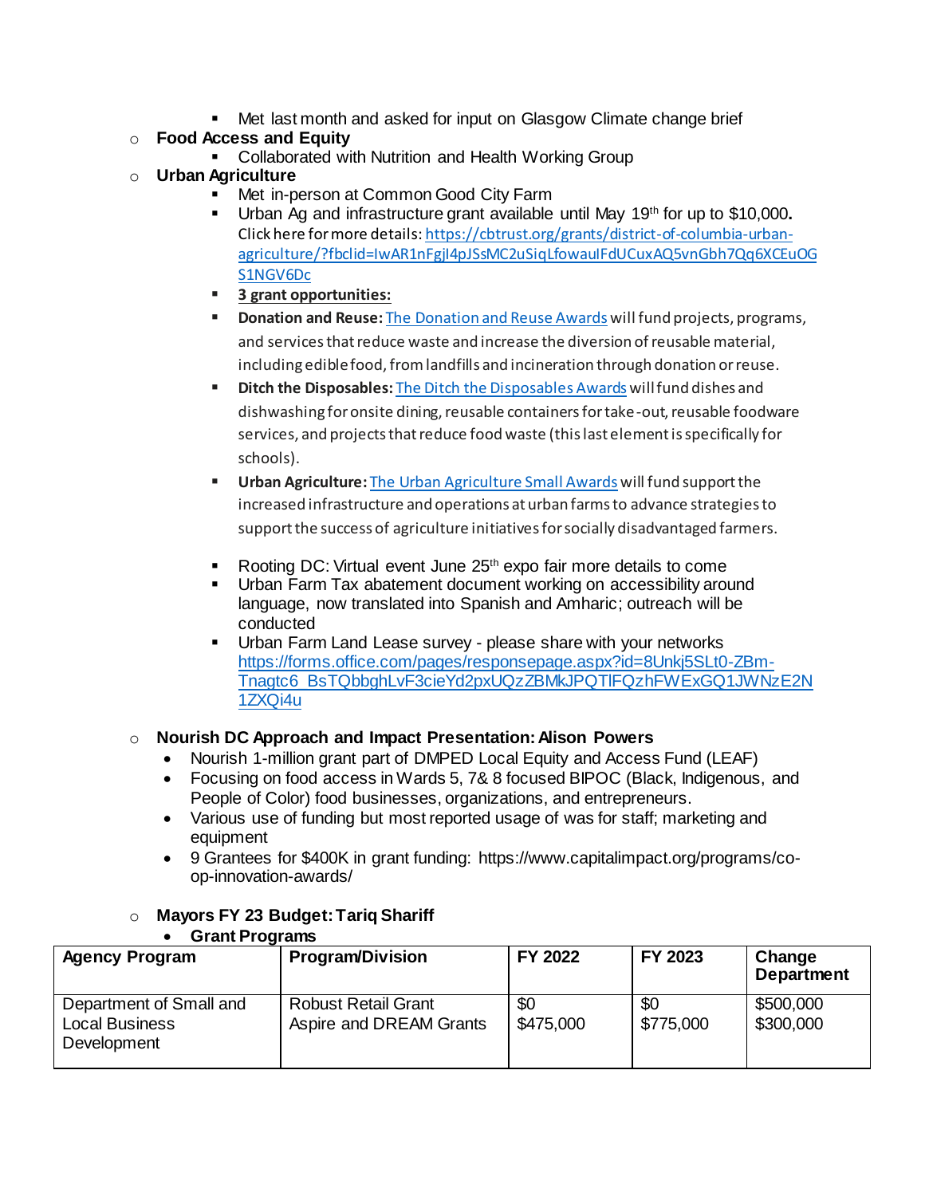- Met last month and asked for input on Glasgow Climate change brief
- **Food Access and Equity**
    - Collaborated with Nutrition and Health Working Group
- **Urban Agriculture**
    - Met in-person at Common Good City Farm
    - Urban Ag and infrastructure grant available until May 19th for up to $10,000**.** Click here for more details: https://cbtrust.org/grants/district-of-columbia-urban-agriculture/?fbclid=IwAR1nFgjI4pJSsMC2uSiqLfowauIFdUCuxAQ5vnGbh7Qq6XCEuOGS1NGV6Dc
    - **3 grant opportunities:**
    - **Donation and Reuse:** The Donation and Reuse Awards will fund projects, programs, and services that reduce waste and increase the diversion of reusable material, including edible food, from landfills and incineration through donation or reuse.
    - **Ditch the Disposables:** The Ditch the Disposables Awards will fund dishes and dishwashing for onsite dining, reusable containers for take-out, reusable foodware services, and projects that reduce food waste (this last element is specifically for schools).
    - **Urban Agriculture:** The Urban Agriculture Small Awards will fund support the increased infrastructure and operations at urban farms to advance strategies to support the success of agriculture initiatives for socially disadvantaged farmers.
    - Rooting DC: Virtual event June 25th expo fair more details to come
    - Urban Farm Tax abatement document working on accessibility around language, now translated into Spanish and Amharic; outreach will be conducted
    - Urban Farm Land Lease survey - please share with your networks https://forms.office.com/pages/responsepage.aspx?id=8Unkj5SLt0-ZBm-Tnagtc6_BsTQbbghLvF3cieYd2pxUQzZBMkJPQTlFQzhFWExGQ1JWNzE2N1ZXQi4u
- **Nourish DC Approach and Impact Presentation: Alison Powers**
    - Nourish 1-million grant part of DMPED Local Equity and Access Fund (LEAF)
    - Focusing on food access in Wards 5, 7& 8 focused BIPOC (Black, Indigenous, and People of Color) food businesses, organizations, and entrepreneurs.
    - Various use of funding but most reported usage of was for staff; marketing and equipment
    - 9 Grantees for $400K in grant funding: https://www.capitalimpact.org/programs/co-op-innovation-awards/
- **Mayors FY 23 Budget: Tariq Shariff**
    - **Grant Programs**

| Agency Program | Program/Division | FY 2022 | FY 2023 | Change Department |
|---|---|---|---|---|
| Department of Small and Local Business Development | Robust Retail Grant<br>Aspire and DREAM Grants | $0<br>$475,000 | $0<br>$775,000 | $500,000<br>$300,000 |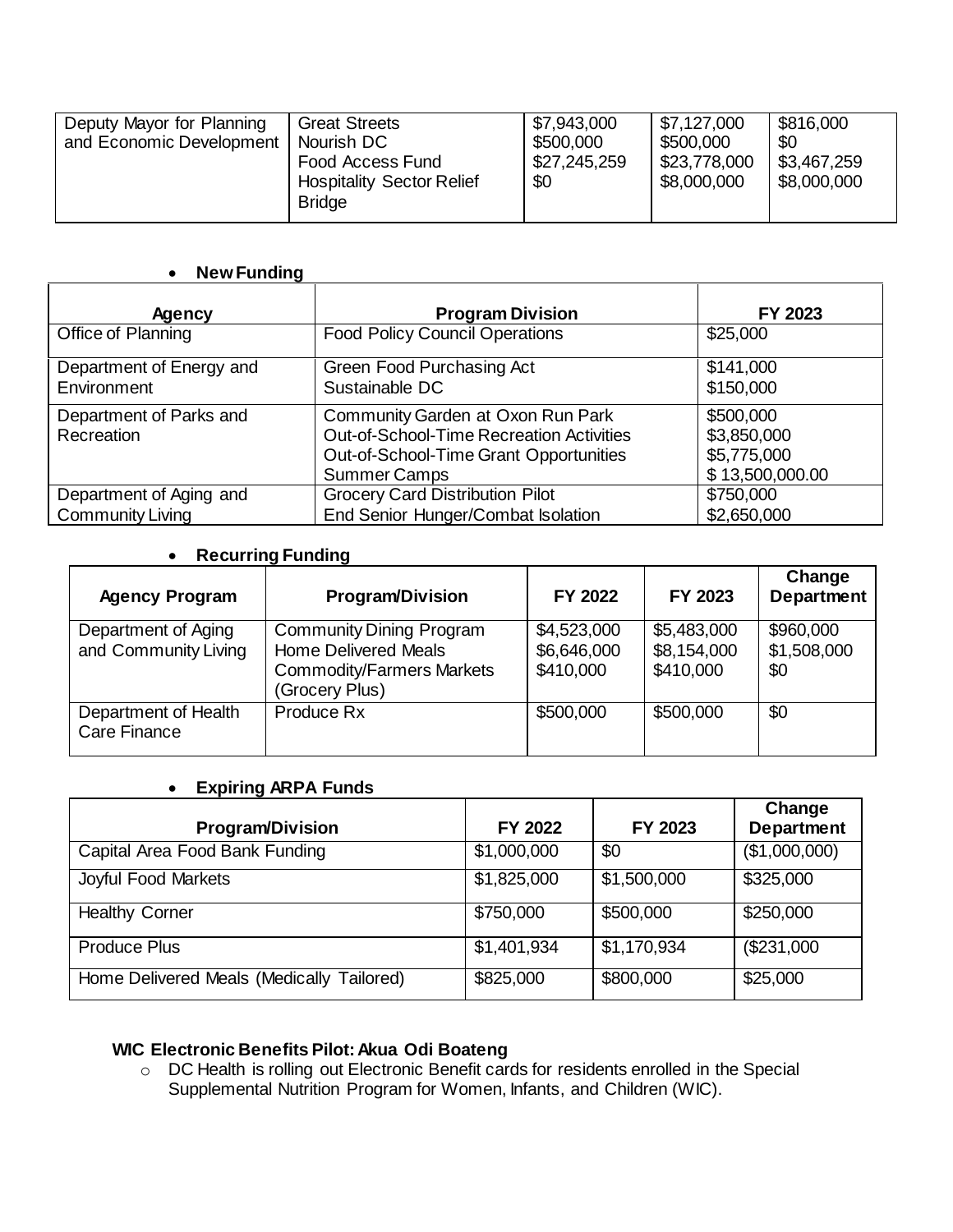| Deputy Mayor for Planning and Economic Development | Great Streets | $7,943,000 | $7,127,000 | $816,000 |
|---|---|---|---|---|
| | Nourish DC | $500,000 | $500,000 | $0 |
| | Food Access Fund | $27,245,259 | $23,778,000 | $3,467,259 |
| | Hospitality Sector Relief Bridge | $0 | $8,000,000 | $8,000,000 |

- **New Funding**

| Agency | Program Division | FY 2023 |
|---|---|---|
| Office of Planning | Food Policy Council Operations | $25,000 |
| Department of Energy and Environment | Green Food Purchasing Act | $141,000 |
| | Sustainable DC | $150,000 |
| Department of Parks and Recreation | Community Garden at Oxon Run Park | $500,000 |
| | Out-of-School-Time Recreation Activities | $3,850,000 |
| | Out-of-School-Time Grant Opportunities | $5,775,000 |
| | Summer Camps | $ 13,500,000.00 |
| Department of Aging and Community Living | Grocery Card Distribution Pilot | $750,000 |
| | End Senior Hunger/Combat Isolation | $2,650,000 |

- **Recurring Funding**

| Agency Program | Program/Division | FY 2022 | FY 2023 | Change Department |
|---|---|---|---|---|
| Department of Aging and Community Living | Community Dining Program | $4,523,000 | $5,483,000 | $960,000 |
| | Home Delivered Meals | $6,646,000 | $8,154,000 | $1,508,000 |
| | Commodity/Farmers Markets (Grocery Plus) | $410,000 | $410,000 | $0 |
| Department of Health Care Finance | Produce Rx | $500,000 | $500,000 | $0 |

- **Expiring ARPA Funds**

| Program/Division | FY 2022 | FY 2023 | Change Department |
|---|---|---|---|
| Capital Area Food Bank Funding | $1,000,000 | $0 | ($1,000,000) |
| Joyful Food Markets | $1,825,000 | $1,500,000 | $325,000 |
| Healthy Corner | $750,000 | $500,000 | $250,000 |
| Produce Plus | $1,401,934 | $1,170,934 | ($231,000 |
| Home Delivered Meals (Medically Tailored) | $825,000 | $800,000 | $25,000 |

**WIC Electronic Benefits Pilot: Akua Odi Boateng**

- DC Health is rolling out Electronic Benefit cards for residents enrolled in the Special Supplemental Nutrition Program for Women, Infants, and Children (WIC).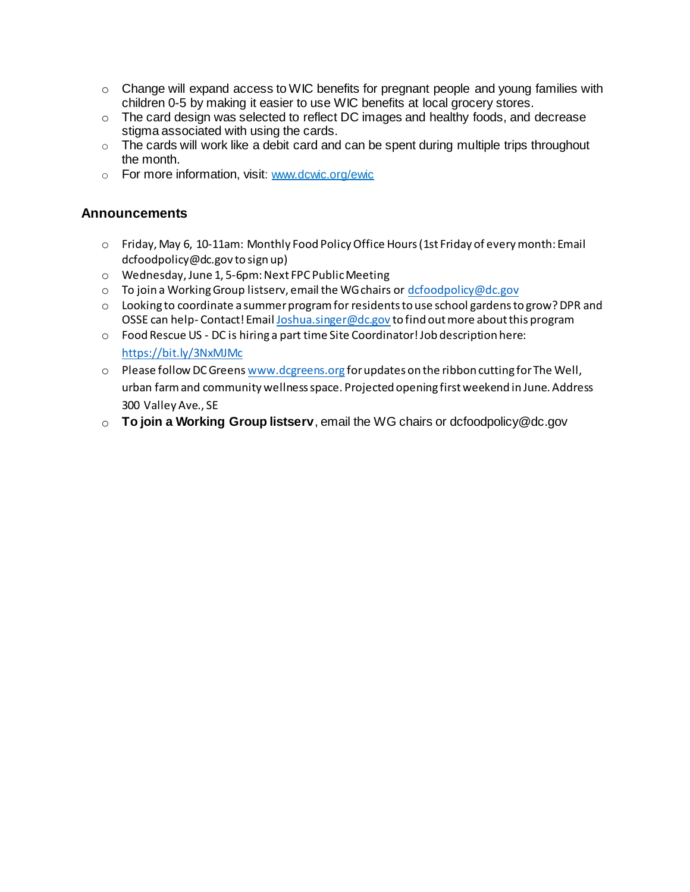- Change will expand access to WIC benefits for pregnant people and young families with children 0-5 by making it easier to use WIC benefits at local grocery stores.
- The card design was selected to reflect DC images and healthy foods, and decrease stigma associated with using the cards.
- The cards will work like a debit card and can be spent during multiple trips throughout the month.
- For more information, visit: www.dcwic.org/ewic

### Announcements

- Friday, May 6, 10-11am: Monthly Food Policy Office Hours (1st Friday of every month: Email dcfoodpolicy@dc.gov to sign up)
- Wednesday, June 1, 5-6pm: Next FPC Public Meeting
- To join a Working Group listserv, email the WG chairs or dcfoodpolicy@dc.gov
- Looking to coordinate a summer program for residents to use school gardens to grow? DPR and OSSE can help- Contact! Email Joshua.singer@dc.gov to find out more about this program
- Food Rescue US - DC is hiring a part time Site Coordinator! Job description here: https://bit.ly/3NxMJMc
- Please follow DC Greens www.dcgreens.org for updates on the ribbon cutting for The Well, urban farm and community wellness space. Projected opening first weekend in June. Address 300 Valley Ave., SE
- **To join a Working Group listserv**, email the WG chairs or dcfoodpolicy@dc.gov